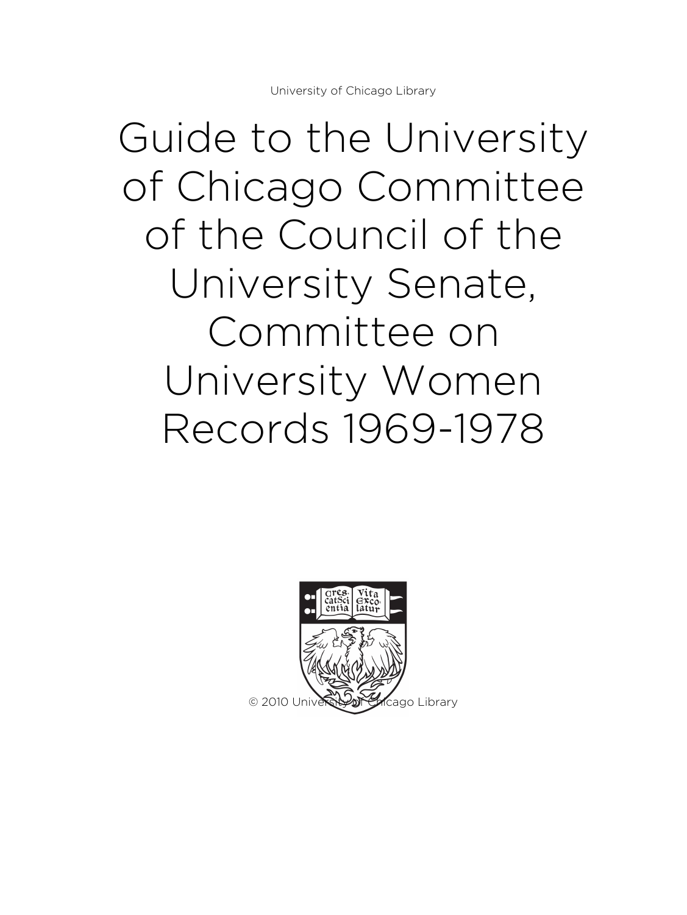University of Chicago Library

# Guide to the University of Chicago Committee of the Council of the University Senate, Committee on University Women Records 1969-1978

© 2010 University of Chicago Library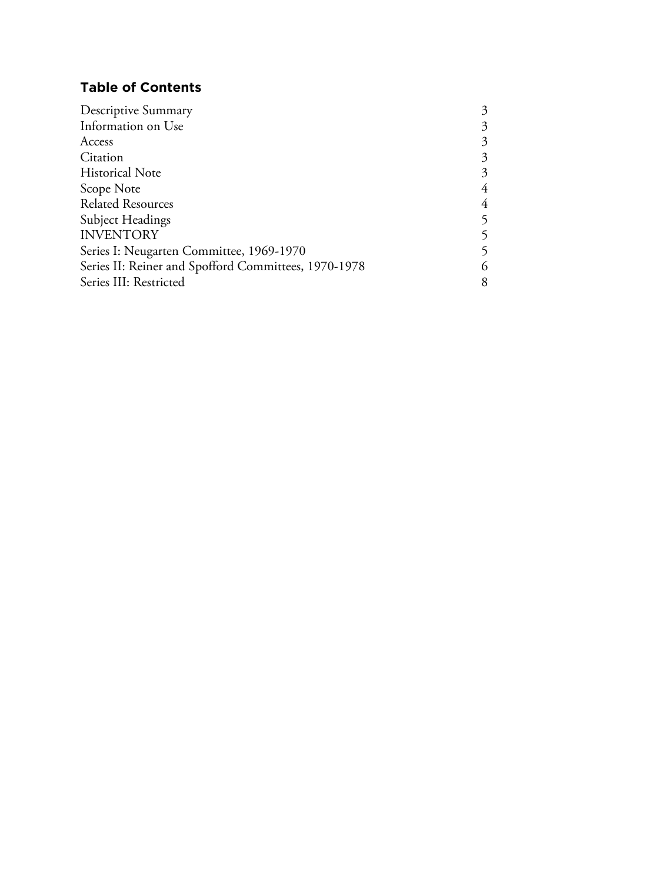## Table of Contents

| | |
|---|---|
| Descriptive Summary | 3 |
| Information on Use | 3 |
| Access | 3 |
| Citation | 3 |
| Historical Note | 3 |
| Scope Note | 4 |
| Related Resources | 4 |
| Subject Headings | 5 |
| INVENTORY | 5 |
| Series I: Neugarten Committee, 1969-1970 | 5 |
| Series II: Reiner and Spofford Committees, 1970-1978 | 6 |
| Series III: Restricted | 8 |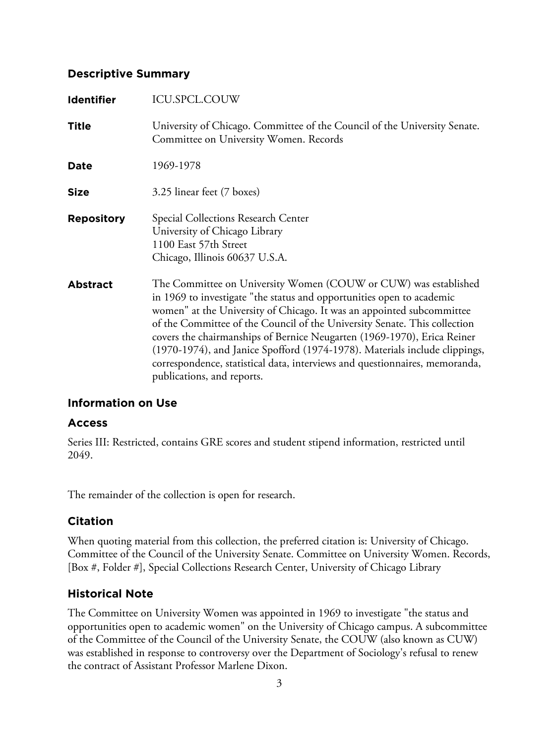## Descriptive Summary

| | |
|---|---|
| **Identifier** | ICU.SPCL.COUW |
| **Title** | University of Chicago. Committee of the Council of the University Senate. Committee on University Women. Records |
| **Date** | 1969-1978 |
| **Size** | 3.25 linear feet (7 boxes) |
| **Repository** | Special Collections Research Center<br>University of Chicago Library<br>1100 East 57th Street<br>Chicago, Illinois 60637 U.S.A. |
| **Abstract** | The Committee on University Women (COUW or CUW) was established in 1969 to investigate "the status and opportunities open to academic women" at the University of Chicago. It was an appointed subcommittee of the Committee of the Council of the University Senate. This collection covers the chairmanships of Bernice Neugarten (1969-1970), Erica Reiner (1970-1974), and Janice Spofford (1974-1978). Materials include clippings, correspondence, statistical data, interviews and questionnaires, memoranda, publications, and reports. |

## Information on Use

### Access

Series III: Restricted, contains GRE scores and student stipend information, restricted until 2049.

The remainder of the collection is open for research.

### Citation

When quoting material from this collection, the preferred citation is: University of Chicago. Committee of the Council of the University Senate. Committee on University Women. Records, [Box #, Folder #], Special Collections Research Center, University of Chicago Library

## Historical Note

The Committee on University Women was appointed in 1969 to investigate "the status and opportunities open to academic women" on the University of Chicago campus. A subcommittee of the Committee of the Council of the University Senate, the COUW (also known as CUW) was established in response to controversy over the Department of Sociology's refusal to renew the contract of Assistant Professor Marlene Dixon.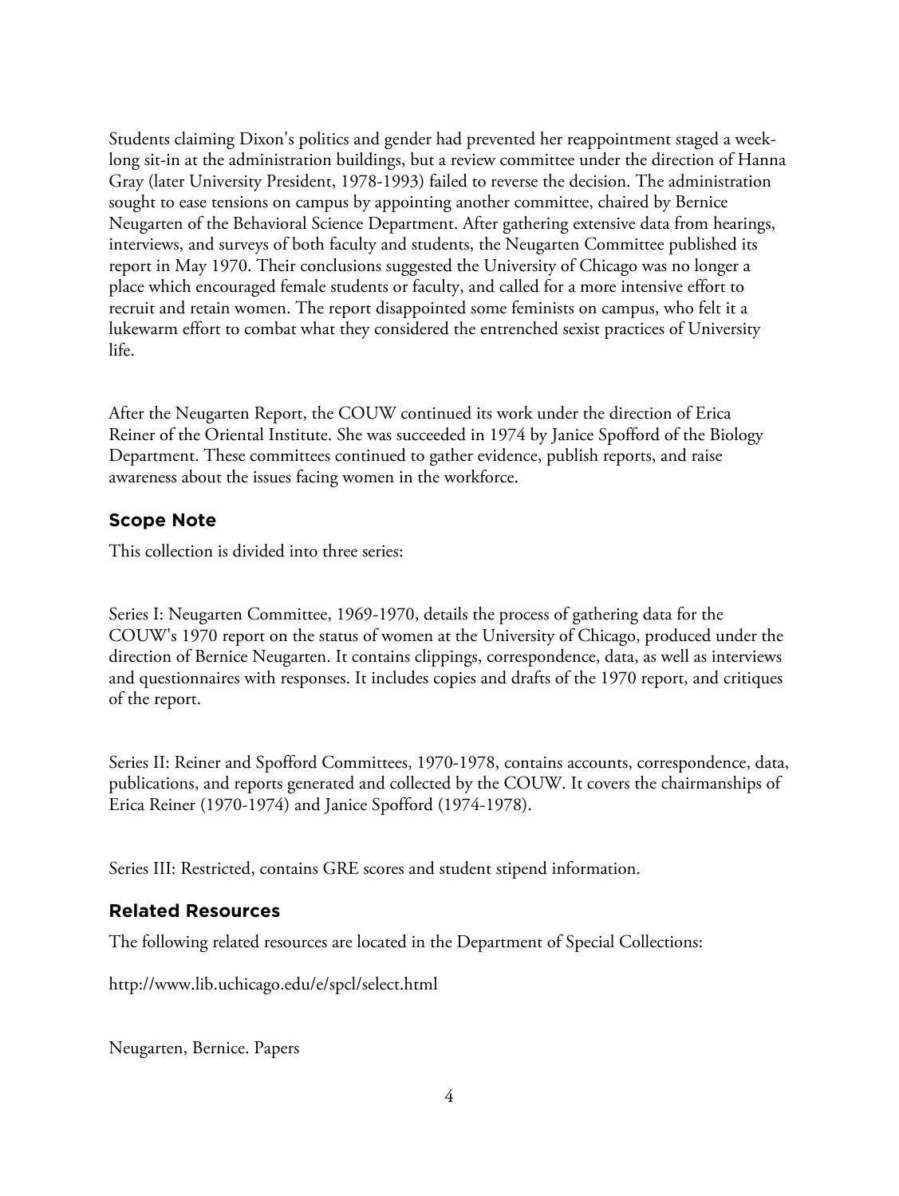Students claiming Dixon's politics and gender had prevented her reappointment staged a week-long sit-in at the administration buildings, but a review committee under the direction of Hanna Gray (later University President, 1978-1993) failed to reverse the decision. The administration sought to ease tensions on campus by appointing another committee, chaired by Bernice Neugarten of the Behavioral Science Department. After gathering extensive data from hearings, interviews, and surveys of both faculty and students, the Neugarten Committee published its report in May 1970. Their conclusions suggested the University of Chicago was no longer a place which encouraged female students or faculty, and called for a more intensive effort to recruit and retain women. The report disappointed some feminists on campus, who felt it a lukewarm effort to combat what they considered the entrenched sexist practices of University life.

After the Neugarten Report, the COUW continued its work under the direction of Erica Reiner of the Oriental Institute. She was succeeded in 1974 by Janice Spofford of the Biology Department. These committees continued to gather evidence, publish reports, and raise awareness about the issues facing women in the workforce.

## Scope Note

This collection is divided into three series:

Series I: Neugarten Committee, 1969-1970, details the process of gathering data for the COUW's 1970 report on the status of women at the University of Chicago, produced under the direction of Bernice Neugarten. It contains clippings, correspondence, data, as well as interviews and questionnaires with responses. It includes copies and drafts of the 1970 report, and critiques of the report.

Series II: Reiner and Spofford Committees, 1970-1978, contains accounts, correspondence, data, publications, and reports generated and collected by the COUW. It covers the chairmanships of Erica Reiner (1970-1974) and Janice Spofford (1974-1978).

Series III: Restricted, contains GRE scores and student stipend information.

## Related Resources

The following related resources are located in the Department of Special Collections:

http://www.lib.uchicago.edu/e/spcl/select.html

Neugarten, Bernice. Papers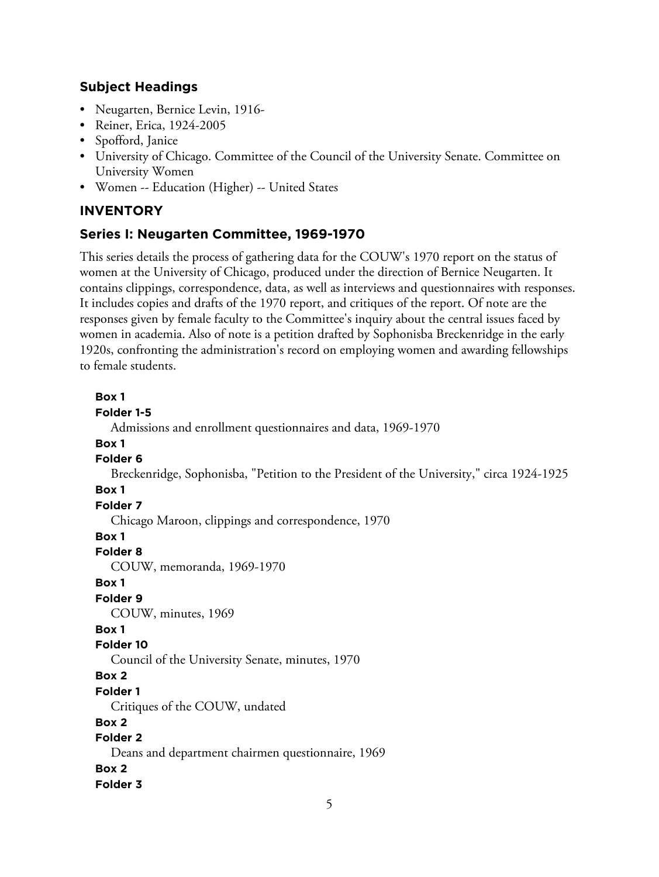## Subject Headings

- Neugarten, Bernice Levin, 1916-
- Reiner, Erica, 1924-2005
- Spofford, Janice
- University of Chicago. Committee of the Council of the University Senate. Committee on University Women
- Women -- Education (Higher) -- United States

## INVENTORY

### Series I: Neugarten Committee, 1969-1970

This series details the process of gathering data for the COUW's 1970 report on the status of women at the University of Chicago, produced under the direction of Bernice Neugarten. It contains clippings, correspondence, data, as well as interviews and questionnaires with responses. It includes copies and drafts of the 1970 report, and critiques of the report. Of note are the responses given by female faculty to the Committee's inquiry about the central issues faced by women in academia. Also of note is a petition drafted by Sophonisba Breckenridge in the early 1920s, confronting the administration's record on employing women and awarding fellowships to female students.

**Box 1**
**Folder 1-5**
Admissions and enrollment questionnaires and data, 1969-1970

**Box 1**
**Folder 6**
Breckenridge, Sophonisba, "Petition to the President of the University," circa 1924-1925

**Box 1**
**Folder 7**
Chicago Maroon, clippings and correspondence, 1970

**Box 1**
**Folder 8**
COUW, memoranda, 1969-1970

**Box 1**
**Folder 9**
COUW, minutes, 1969

**Box 1**
**Folder 10**
Council of the University Senate, minutes, 1970

**Box 2**
**Folder 1**
Critiques of the COUW, undated

**Box 2**
**Folder 2**
Deans and department chairmen questionnaire, 1969

**Box 2**
**Folder 3**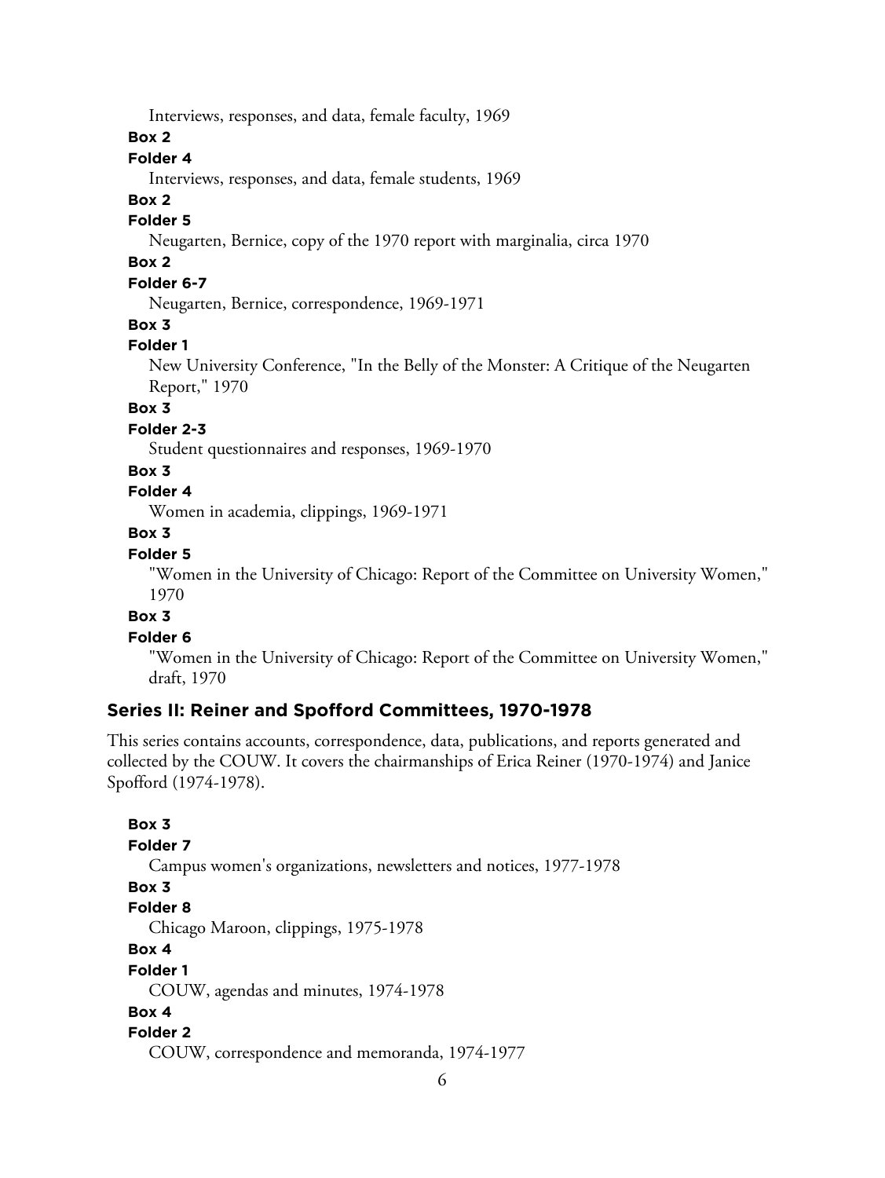Interviews, responses, and data, female faculty, 1969

**Box 2**

**Folder 4**

Interviews, responses, and data, female students, 1969

**Box 2**

**Folder 5**

Neugarten, Bernice, copy of the 1970 report with marginalia, circa 1970

**Box 2**

**Folder 6-7**

Neugarten, Bernice, correspondence, 1969-1971

**Box 3**

**Folder 1**

New University Conference, "In the Belly of the Monster: A Critique of the Neugarten Report," 1970

**Box 3**

**Folder 2-3**

Student questionnaires and responses, 1969-1970

**Box 3**

**Folder 4**

Women in academia, clippings, 1969-1971

**Box 3**

**Folder 5**

"Women in the University of Chicago: Report of the Committee on University Women," 1970

**Box 3**

**Folder 6**

"Women in the University of Chicago: Report of the Committee on University Women," draft, 1970

## Series II: Reiner and Spofford Committees, 1970-1978

This series contains accounts, correspondence, data, publications, and reports generated and collected by the COUW. It covers the chairmanships of Erica Reiner (1970-1974) and Janice Spofford (1974-1978).

**Box 3**

**Folder 7**

Campus women's organizations, newsletters and notices, 1977-1978

**Box 3**

**Folder 8**

Chicago Maroon, clippings, 1975-1978

**Box 4**

**Folder 1**

COUW, agendas and minutes, 1974-1978

**Box 4**

**Folder 2**

COUW, correspondence and memoranda, 1974-1977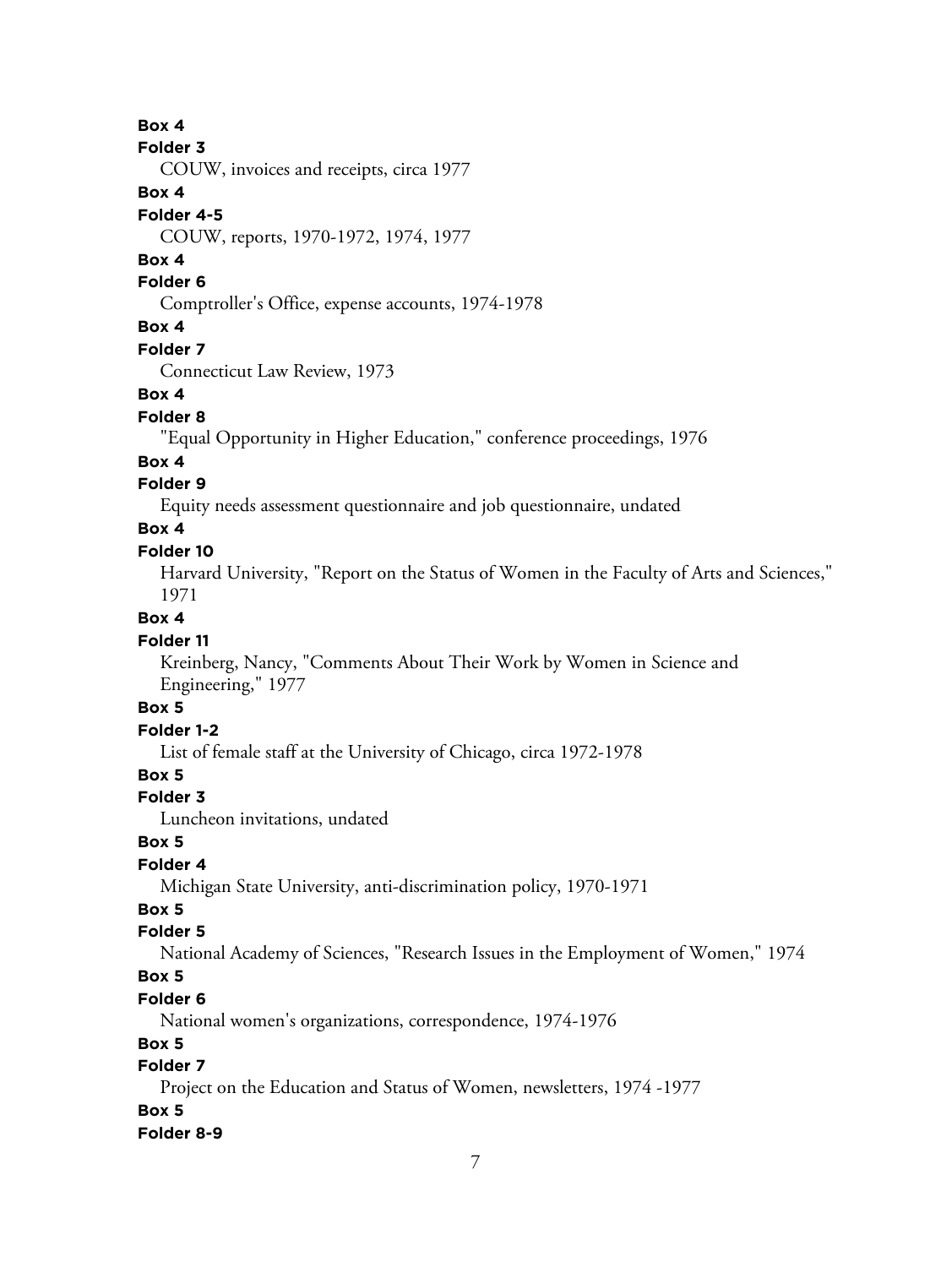**Box 4**

**Folder 3**

COUW, invoices and receipts, circa 1977

**Box 4**

**Folder 4-5**

COUW, reports, 1970-1972, 1974, 1977

**Box 4**

**Folder 6**

Comptroller's Office, expense accounts, 1974-1978

**Box 4**

**Folder 7**

Connecticut Law Review, 1973

**Box 4**

**Folder 8**

"Equal Opportunity in Higher Education," conference proceedings, 1976

**Box 4**

**Folder 9**

Equity needs assessment questionnaire and job questionnaire, undated

**Box 4**

**Folder 10**

Harvard University, "Report on the Status of Women in the Faculty of Arts and Sciences," 1971

**Box 4**

**Folder 11**

Kreinberg, Nancy, "Comments About Their Work by Women in Science and Engineering," 1977

**Box 5**

**Folder 1-2**

List of female staff at the University of Chicago, circa 1972-1978

**Box 5**

**Folder 3**

Luncheon invitations, undated

**Box 5**

**Folder 4**

Michigan State University, anti-discrimination policy, 1970-1971

**Box 5**

**Folder 5**

National Academy of Sciences, "Research Issues in the Employment of Women," 1974

**Box 5**

**Folder 6**

National women's organizations, correspondence, 1974-1976

**Box 5**

**Folder 7**

Project on the Education and Status of Women, newsletters, 1974 -1977

**Box 5**

**Folder 8-9**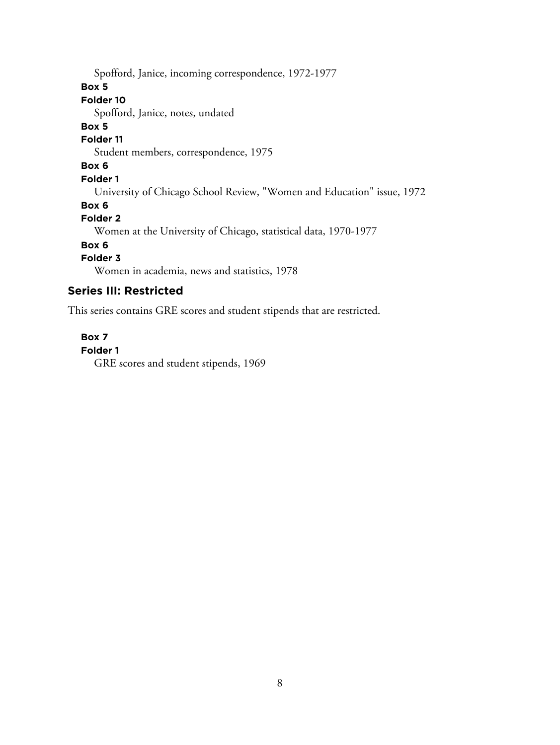Spofford, Janice, incoming correspondence, 1972-1977

**Box 5**

**Folder 10**

Spofford, Janice, notes, undated

**Box 5**

**Folder 11**

Student members, correspondence, 1975

**Box 6**

**Folder 1**

University of Chicago School Review, "Women and Education" issue, 1972

**Box 6**

**Folder 2**

Women at the University of Chicago, statistical data, 1970-1977

**Box 6**

**Folder 3**

Women in academia, news and statistics, 1978

## Series III: Restricted

This series contains GRE scores and student stipends that are restricted.

**Box 7**

**Folder 1**

GRE scores and student stipends, 1969